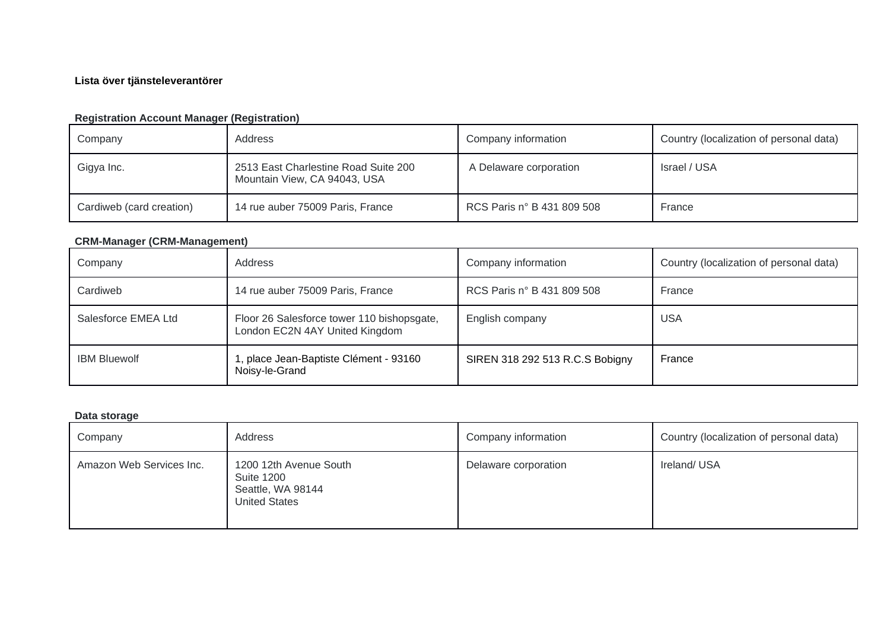**Lista över tjänsteleverantörer**

**Registration Account Manager (Registration)**

| Company | Address | Company information | Country (localization of personal data) |
|---|---|---|---|
| Gigya Inc. | 2513 East Charlestine Road Suite 200 Mountain View, CA 94043, USA | A Delaware corporation | Israel / USA |
| Cardiweb (card creation) | 14 rue auber 75009 Paris, France | RCS Paris n° B 431 809 508 | France |

**CRM-Manager (CRM-Management)**

| Company | Address | Company information | Country (localization of personal data) |
|---|---|---|---|
| Cardiweb | 14 rue auber 75009 Paris, France | RCS Paris n° B 431 809 508 | France |
| Salesforce EMEA Ltd | Floor 26 Salesforce tower 110 bishopsgate, London EC2N 4AY United Kingdom | English company | USA |
| IBM Bluewolf | 1, place Jean-Baptiste Clément - 93160 Noisy-le-Grand | SIREN 318 292 513 R.C.S Bobigny | France |

**Data storage**

| Company | Address | Company information | Country (localization of personal data) |
|---|---|---|---|
| Amazon Web Services Inc. | 1200 12th Avenue South Suite 1200 Seattle, WA 98144 United States | Delaware corporation | Ireland/ USA |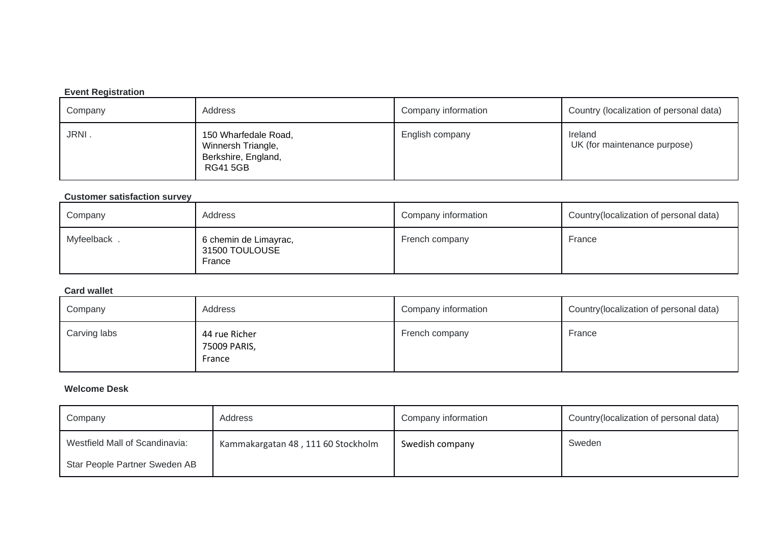**Event Registration**

| Company | Address | Company information | Country (localization of personal data) |
|---|---|---|---|
| JRNI . | 150 Wharfedale Road,<br>Winnersh Triangle,<br>Berkshire, England,<br>RG41 5GB | English company | Ireland<br>UK (for maintenance purpose) |

**Customer satisfaction survey**

| Company | Address | Company information | Country(localization of personal data) |
|---|---|---|---|
| Myfeelback . | 6 chemin de Limayrac,<br>31500 TOULOUSE<br>France | French company | France |

**Card wallet**

| Company | Address | Company information | Country(localization of personal data) |
|---|---|---|---|
| Carving labs | 44 rue Richer<br>75009 PARIS,<br>France | French company | France |

**Welcome Desk**

| Company | Address | Company information | Country(localization of personal data) |
|---|---|---|---|
| Westfield Mall of Scandinavia:<br>Star People Partner Sweden AB | Kammakargatan 48 , 111 60 Stockholm | Swedish company | Sweden |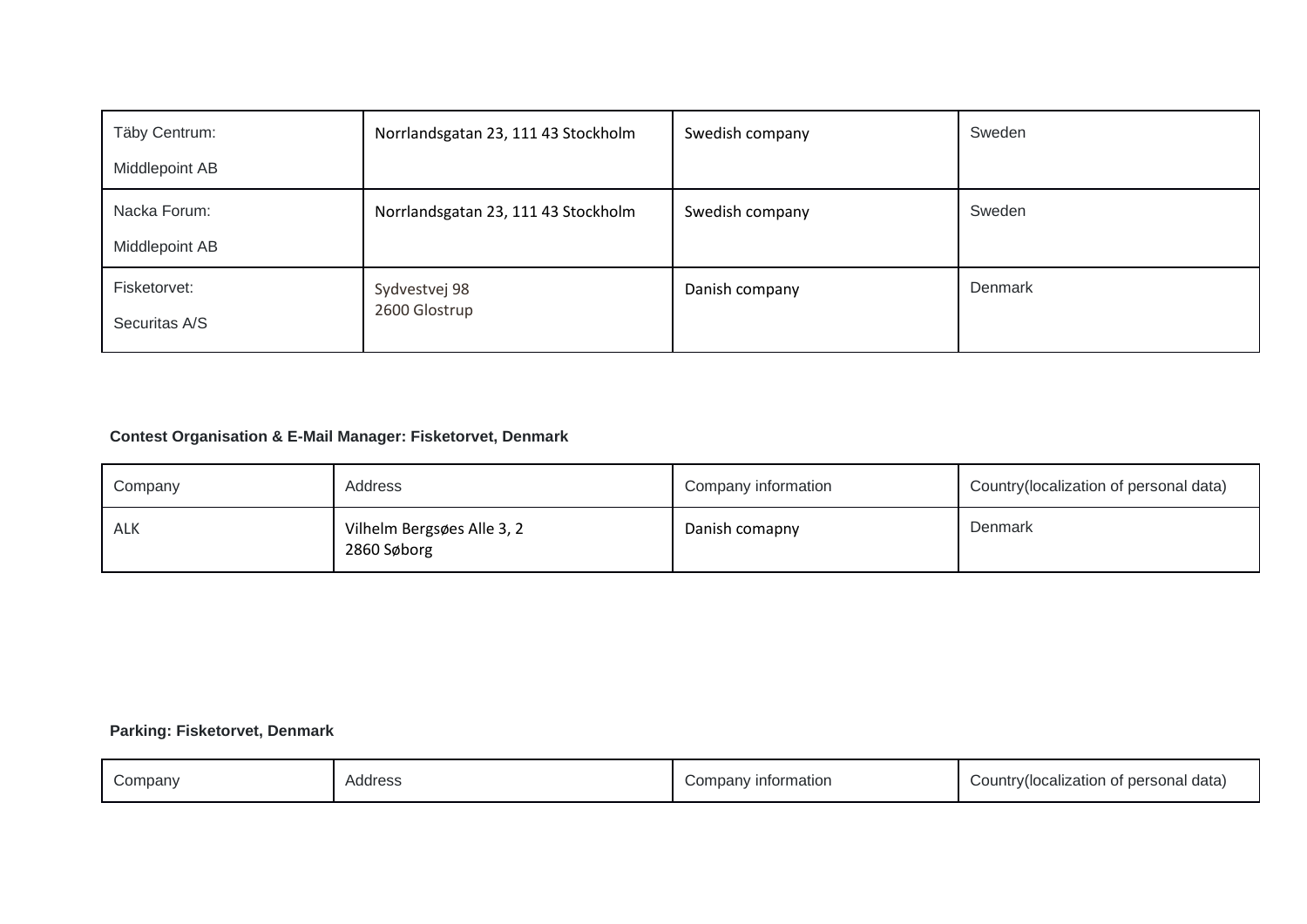| Täby Centrum:<br><br>Middlepoint AB | Norrlandsgatan 23, 111 43 Stockholm | Swedish company | Sweden |
|---|---|---|---|
| Nacka Forum:<br><br>Middlepoint AB | Norrlandsgatan 23, 111 43 Stockholm | Swedish company | Sweden |
| Fisketorvet:<br><br>Securitas A/S | Sydvestvej 98<br>2600 Glostrup | Danish company | Denmark |

**Contest Organisation & E-Mail Manager: Fisketorvet, Denmark**

| Company | Address | Company information | Country(localization of personal data) |
|---|---|---|---|
| ALK | Vilhelm Bergsøes Alle 3, 2<br>2860 Søborg | Danish comapny | Denmark |

**Parking: Fisketorvet, Denmark**

| Company | Address | Company information | Country(localization of personal data) |
|---|---|---|---|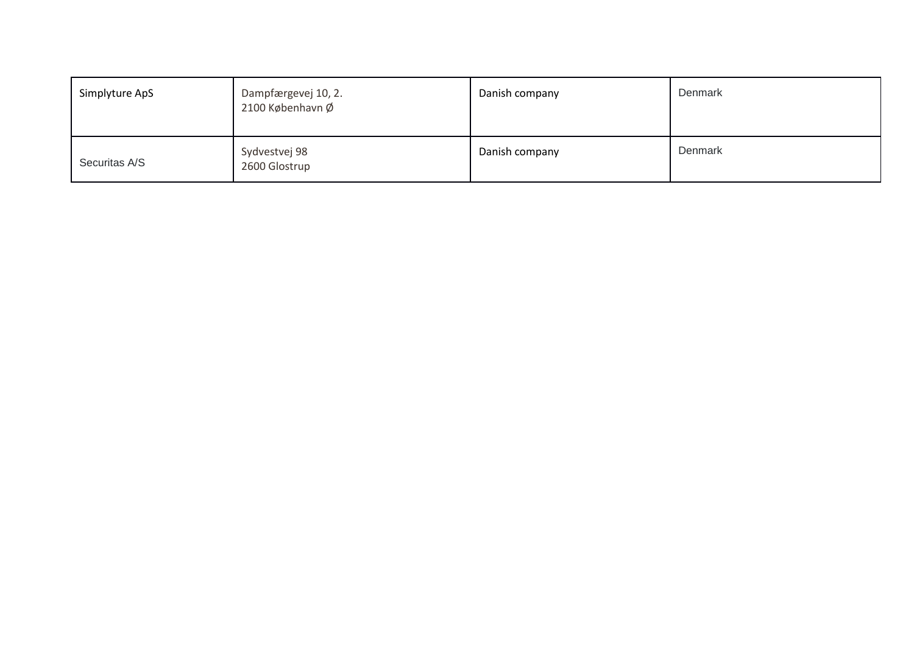| | | | |
|---|---|---|---|
| Simplyture ApS | Dampfærgevej 10, 2.<br>2100 København Ø | Danish company | Denmark |
| Securitas A/S | Sydvestvej 98<br>2600 Glostrup | Danish company | Denmark |